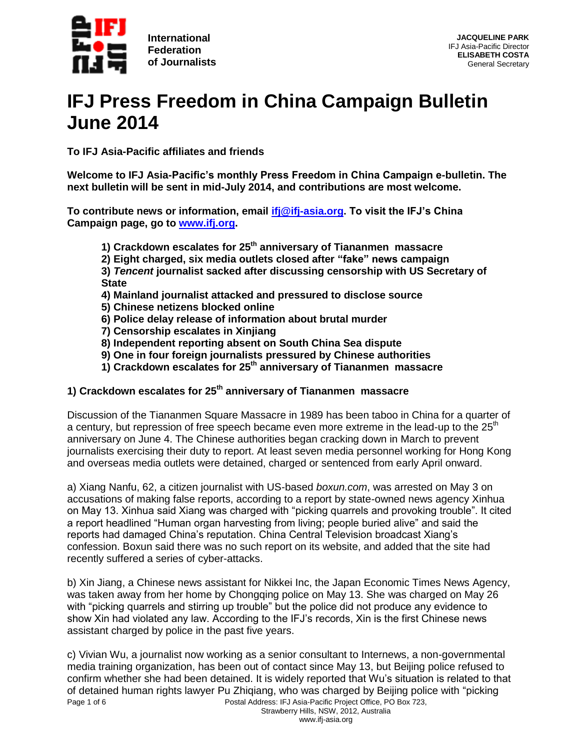International Federation of Journalists

**JACQUELINE PARK**
IFJ Asia-Pacific Director
**ELISABETH COSTA**
General Secretary

# IFJ Press Freedom in China Campaign Bulletin June 2014

**To IFJ Asia-Pacific affiliates and friends**

**Welcome to IFJ Asia-Pacific's monthly Press Freedom in China Campaign e-bulletin. The next bulletin will be sent in mid-July 2014, and contributions are most welcome.**

**To contribute news or information, email [ifj@ifj-asia.org](mailto:ifj@ifj-asia.org). To visit the IFJ's China Campaign page, go to [www.ifj.org](http://www.ifj.org).**

**1) Crackdown escalates for 25th anniversary of Tiananmen massacre**
**2) Eight charged, six media outlets closed after "fake" news campaign**
**3) *Tencent* journalist sacked after discussing censorship with US Secretary of State**
**4) Mainland journalist attacked and pressured to disclose source**
**5) Chinese netizens blocked online**
**6) Police delay release of information about brutal murder**
**7) Censorship escalates in Xinjiang**
**8) Independent reporting absent on South China Sea dispute**
**9) One in four foreign journalists pressured by Chinese authorities**
**1) Crackdown escalates for 25th anniversary of Tiananmen massacre**

## 1) Crackdown escalates for 25th anniversary of Tiananmen massacre

Discussion of the Tiananmen Square Massacre in 1989 has been taboo in China for a quarter of a century, but repression of free speech became even more extreme in the lead-up to the 25th anniversary on June 4. The Chinese authorities began cracking down in March to prevent journalists exercising their duty to report. At least seven media personnel working for Hong Kong and overseas media outlets were detained, charged or sentenced from early April onward.

a) Xiang Nanfu, 62, a citizen journalist with US-based *boxun.com*, was arrested on May 3 on accusations of making false reports, according to a report by state-owned news agency Xinhua on May 13. Xinhua said Xiang was charged with "picking quarrels and provoking trouble". It cited a report headlined "Human organ harvesting from living; people buried alive" and said the reports had damaged China's reputation. China Central Television broadcast Xiang's confession. Boxun said there was no such report on its website, and added that the site had recently suffered a series of cyber-attacks.

b) Xin Jiang, a Chinese news assistant for Nikkei Inc, the Japan Economic Times News Agency, was taken away from her home by Chongqing police on May 13. She was charged on May 26 with "picking quarrels and stirring up trouble" but the police did not produce any evidence to show Xin had violated any law. According to the IFJ's records, Xin is the first Chinese news assistant charged by police in the past five years.

c) Vivian Wu, a journalist now working as a senior consultant to Internews, a non-governmental media training organization, has been out of contact since May 13, but Beijing police refused to confirm whether she had been detained. It is widely reported that Wu's situation is related to that of detained human rights lawyer Pu Zhiqiang, who was charged by Beijing police with "picking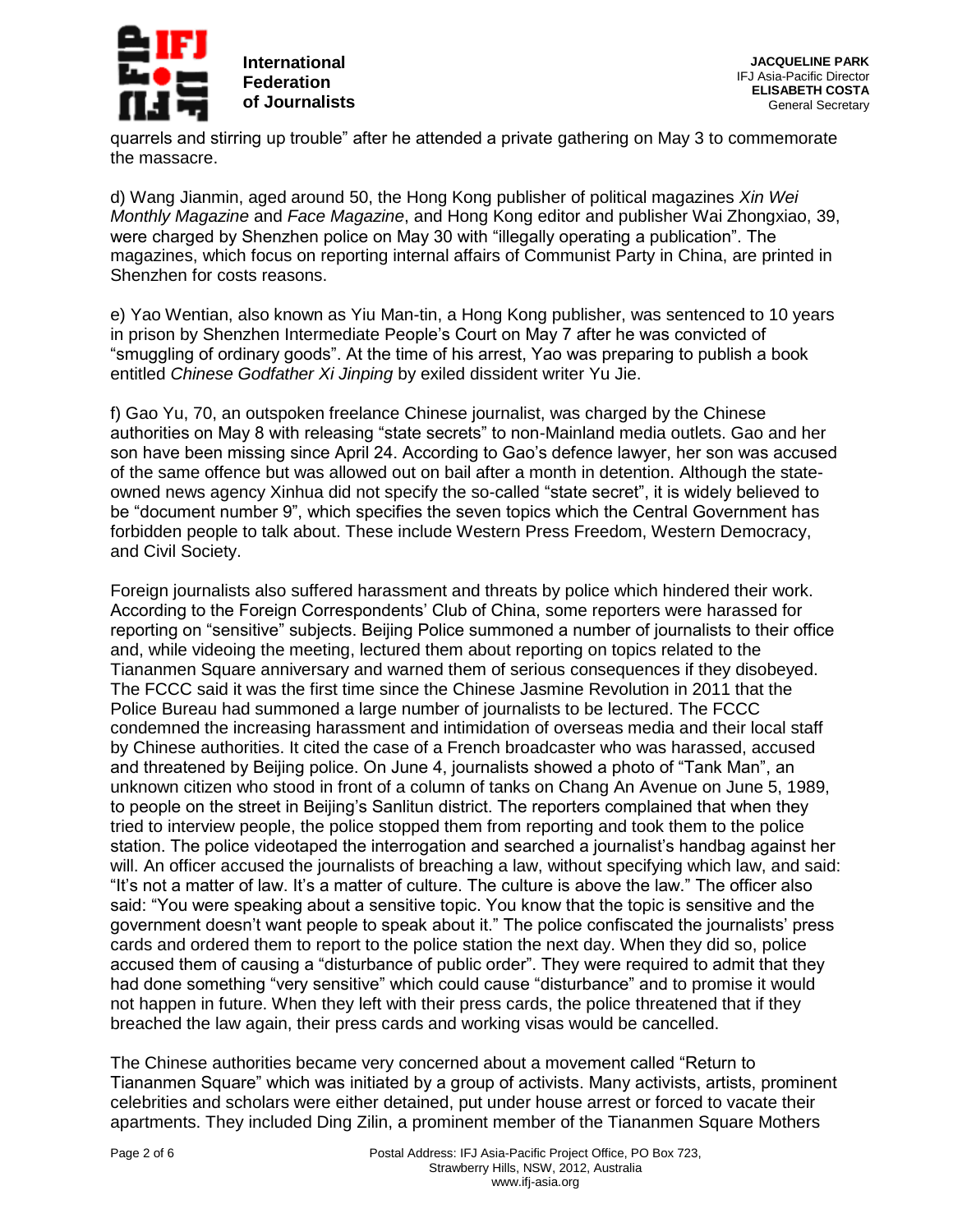quarrels and stirring up trouble" after he attended a private gathering on May 3 to commemorate the massacre.

d) Wang Jianmin, aged around 50, the Hong Kong publisher of political magazines *Xin Wei Monthly Magazine* and *Face Magazine*, and Hong Kong editor and publisher Wai Zhongxiao, 39, were charged by Shenzhen police on May 30 with "illegally operating a publication". The magazines, which focus on reporting internal affairs of Communist Party in China, are printed in Shenzhen for costs reasons.

e) Yao Wentian, also known as Yiu Man-tin, a Hong Kong publisher, was sentenced to 10 years in prison by Shenzhen Intermediate People's Court on May 7 after he was convicted of "smuggling of ordinary goods". At the time of his arrest, Yao was preparing to publish a book entitled *Chinese Godfather Xi Jinping* by exiled dissident writer Yu Jie.

f) Gao Yu, 70, an outspoken freelance Chinese journalist, was charged by the Chinese authorities on May 8 with releasing "state secrets" to non-Mainland media outlets. Gao and her son have been missing since April 24. According to Gao's defence lawyer, her son was accused of the same offence but was allowed out on bail after a month in detention. Although the state-owned news agency Xinhua did not specify the so-called "state secret", it is widely believed to be "document number 9", which specifies the seven topics which the Central Government has forbidden people to talk about. These include Western Press Freedom, Western Democracy, and Civil Society.

Foreign journalists also suffered harassment and threats by police which hindered their work. According to the Foreign Correspondents' Club of China, some reporters were harassed for reporting on "sensitive" subjects. Beijing Police summoned a number of journalists to their office and, while videoing the meeting, lectured them about reporting on topics related to the Tiananmen Square anniversary and warned them of serious consequences if they disobeyed. The FCCC said it was the first time since the Chinese Jasmine Revolution in 2011 that the Police Bureau had summoned a large number of journalists to be lectured. The FCCC condemned the increasing harassment and intimidation of overseas media and their local staff by Chinese authorities. It cited the case of a French broadcaster who was harassed, accused and threatened by Beijing police. On June 4, journalists showed a photo of "Tank Man", an unknown citizen who stood in front of a column of tanks on Chang An Avenue on June 5, 1989, to people on the street in Beijing's Sanlitun district. The reporters complained that when they tried to interview people, the police stopped them from reporting and took them to the police station. The police videotaped the interrogation and searched a journalist's handbag against her will. An officer accused the journalists of breaching a law, without specifying which law, and said: "It's not a matter of law. It's a matter of culture. The culture is above the law." The officer also said: "You were speaking about a sensitive topic. You know that the topic is sensitive and the government doesn't want people to speak about it." The police confiscated the journalists' press cards and ordered them to report to the police station the next day. When they did so, police accused them of causing a "disturbance of public order". They were required to admit that they had done something "very sensitive" which could cause "disturbance" and to promise it would not happen in future. When they left with their press cards, the police threatened that if they breached the law again, their press cards and working visas would be cancelled.

The Chinese authorities became very concerned about a movement called "Return to Tiananmen Square" which was initiated by a group of activists. Many activists, artists, prominent celebrities and scholars were either detained, put under house arrest or forced to vacate their apartments. They included Ding Zilin, a prominent member of the Tiananmen Square Mothers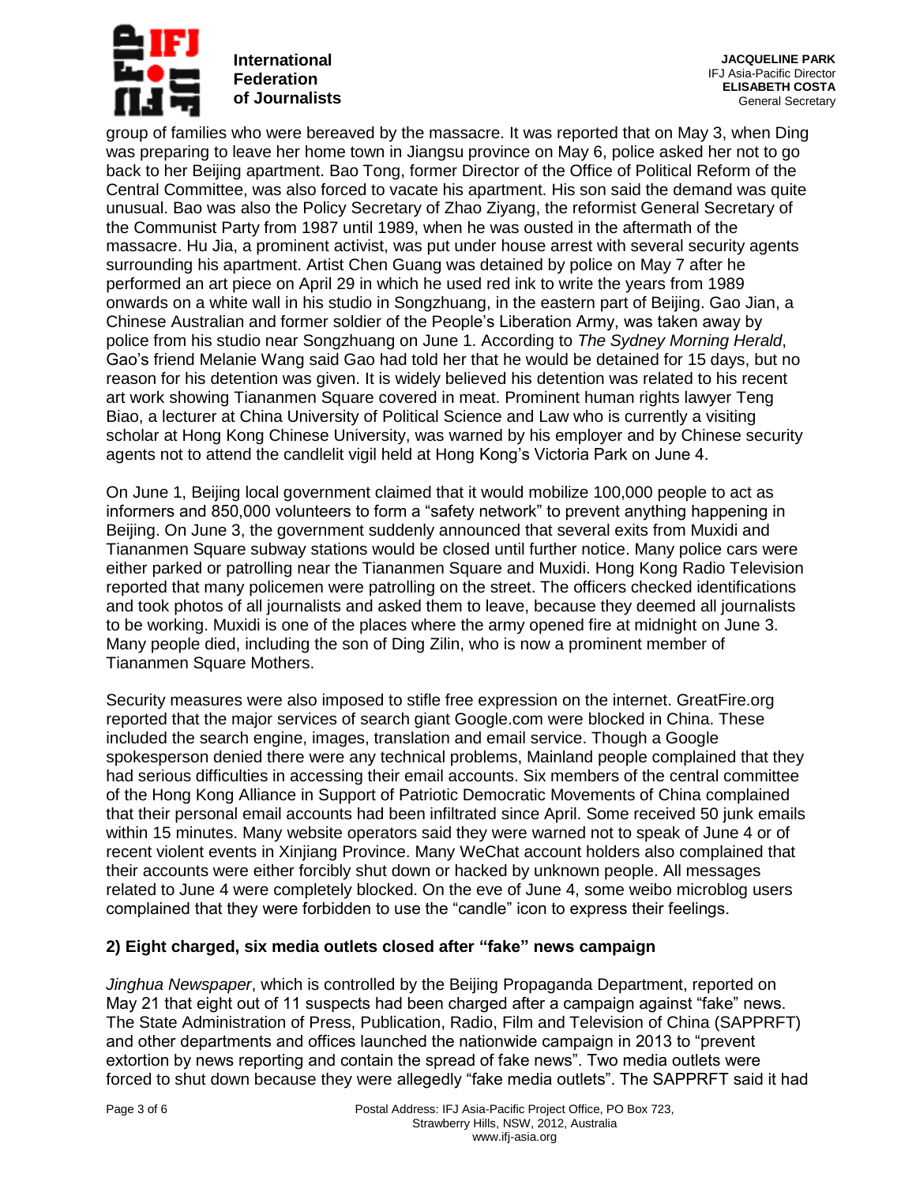group of families who were bereaved by the massacre. It was reported that on May 3, when Ding was preparing to leave her home town in Jiangsu province on May 6, police asked her not to go back to her Beijing apartment. Bao Tong, former Director of the Office of Political Reform of the Central Committee, was also forced to vacate his apartment. His son said the demand was quite unusual. Bao was also the Policy Secretary of Zhao Ziyang, the reformist General Secretary of the Communist Party from 1987 until 1989, when he was ousted in the aftermath of the massacre. Hu Jia, a prominent activist, was put under house arrest with several security agents surrounding his apartment. Artist Chen Guang was detained by police on May 7 after he performed an art piece on April 29 in which he used red ink to write the years from 1989 onwards on a white wall in his studio in Songzhuang, in the eastern part of Beijing. Gao Jian, a Chinese Australian and former soldier of the People's Liberation Army, was taken away by police from his studio near Songzhuang on June 1. According to *The Sydney Morning Herald*, Gao's friend Melanie Wang said Gao had told her that he would be detained for 15 days, but no reason for his detention was given. It is widely believed his detention was related to his recent art work showing Tiananmen Square covered in meat. Prominent human rights lawyer Teng Biao, a lecturer at China University of Political Science and Law who is currently a visiting scholar at Hong Kong Chinese University, was warned by his employer and by Chinese security agents not to attend the candlelit vigil held at Hong Kong's Victoria Park on June 4.

On June 1, Beijing local government claimed that it would mobilize 100,000 people to act as informers and 850,000 volunteers to form a "safety network" to prevent anything happening in Beijing. On June 3, the government suddenly announced that several exits from Muxidi and Tiananmen Square subway stations would be closed until further notice. Many police cars were either parked or patrolling near the Tiananmen Square and Muxidi. Hong Kong Radio Television reported that many policemen were patrolling on the street. The officers checked identifications and took photos of all journalists and asked them to leave, because they deemed all journalists to be working. Muxidi is one of the places where the army opened fire at midnight on June 3. Many people died, including the son of Ding Zilin, who is now a prominent member of Tiananmen Square Mothers.

Security measures were also imposed to stifle free expression on the internet. GreatFire.org reported that the major services of search giant Google.com were blocked in China. These included the search engine, images, translation and email service. Though a Google spokesperson denied there were any technical problems, Mainland people complained that they had serious difficulties in accessing their email accounts. Six members of the central committee of the Hong Kong Alliance in Support of Patriotic Democratic Movements of China complained that their personal email accounts had been infiltrated since April. Some received 50 junk emails within 15 minutes. Many website operators said they were warned not to speak of June 4 or of recent violent events in Xinjiang Province. Many WeChat account holders also complained that their accounts were either forcibly shut down or hacked by unknown people. All messages related to June 4 were completely blocked. On the eve of June 4, some weibo microblog users complained that they were forbidden to use the "candle" icon to express their feelings.

### 2) Eight charged, six media outlets closed after "fake" news campaign

*Jinghua Newspaper*, which is controlled by the Beijing Propaganda Department, reported on May 21 that eight out of 11 suspects had been charged after a campaign against "fake" news. The State Administration of Press, Publication, Radio, Film and Television of China (SAPPRFT) and other departments and offices launched the nationwide campaign in 2013 to "prevent extortion by news reporting and contain the spread of fake news". Two media outlets were forced to shut down because they were allegedly "fake media outlets". The SAPPRFT said it had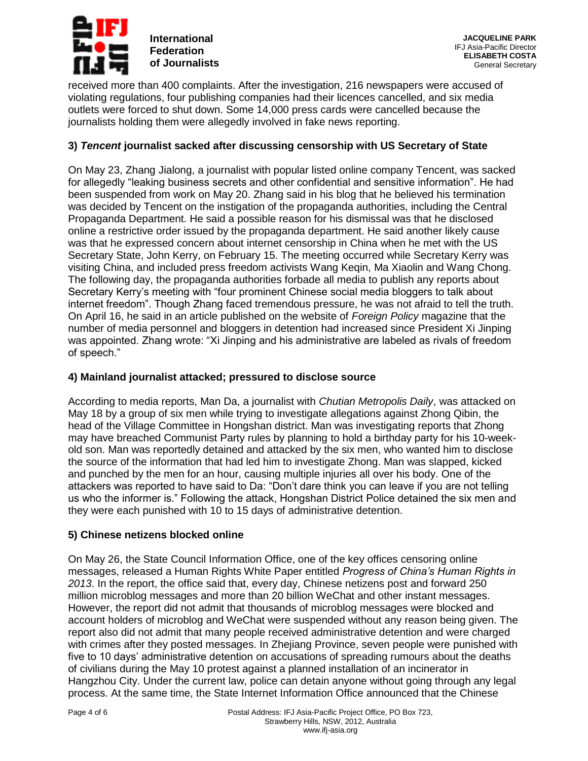received more than 400 complaints. After the investigation, 216 newspapers were accused of violating regulations, four publishing companies had their licences cancelled, and six media outlets were forced to shut down. Some 14,000 press cards were cancelled because the journalists holding them were allegedly involved in fake news reporting.

### 3) *Tencent* journalist sacked after discussing censorship with US Secretary of State

On May 23, Zhang Jialong, a journalist with popular listed online company Tencent, was sacked for allegedly "leaking business secrets and other confidential and sensitive information". He had been suspended from work on May 20. Zhang said in his blog that he believed his termination was decided by Tencent on the instigation of the propaganda authorities, including the Central Propaganda Department. He said a possible reason for his dismissal was that he disclosed online a restrictive order issued by the propaganda department. He said another likely cause was that he expressed concern about internet censorship in China when he met with the US Secretary State, John Kerry, on February 15. The meeting occurred while Secretary Kerry was visiting China, and included press freedom activists Wang Keqin, Ma Xiaolin and Wang Chong. The following day, the propaganda authorities forbade all media to publish any reports about Secretary Kerry's meeting with "four prominent Chinese social media bloggers to talk about internet freedom". Though Zhang faced tremendous pressure, he was not afraid to tell the truth. On April 16, he said in an article published on the website of *Foreign Policy* magazine that the number of media personnel and bloggers in detention had increased since President Xi Jinping was appointed. Zhang wrote: "Xi Jinping and his administrative are labeled as rivals of freedom of speech."

### 4) Mainland journalist attacked; pressured to disclose source

According to media reports, Man Da, a journalist with *Chutian Metropolis Daily*, was attacked on May 18 by a group of six men while trying to investigate allegations against Zhong Qibin, the head of the Village Committee in Hongshan district. Man was investigating reports that Zhong may have breached Communist Party rules by planning to hold a birthday party for his 10-week-old son. Man was reportedly detained and attacked by the six men, who wanted him to disclose the source of the information that had led him to investigate Zhong. Man was slapped, kicked and punched by the men for an hour, causing multiple injuries all over his body. One of the attackers was reported to have said to Da: "Don't dare think you can leave if you are not telling us who the informer is." Following the attack, Hongshan District Police detained the six men and they were each punished with 10 to 15 days of administrative detention.

### 5) Chinese netizens blocked online

On May 26, the State Council Information Office, one of the key offices censoring online messages, released a Human Rights White Paper entitled *Progress of China's Human Rights in 2013*. In the report, the office said that, every day, Chinese netizens post and forward 250 million microblog messages and more than 20 billion WeChat and other instant messages. However, the report did not admit that thousands of microblog messages were blocked and account holders of microblog and WeChat were suspended without any reason being given. The report also did not admit that many people received administrative detention and were charged with crimes after they posted messages. In Zhejiang Province, seven people were punished with five to 10 days' administrative detention on accusations of spreading rumours about the deaths of civilians during the May 10 protest against a planned installation of an incinerator in Hangzhou City. Under the current law, police can detain anyone without going through any legal process. At the same time, the State Internet Information Office announced that the Chinese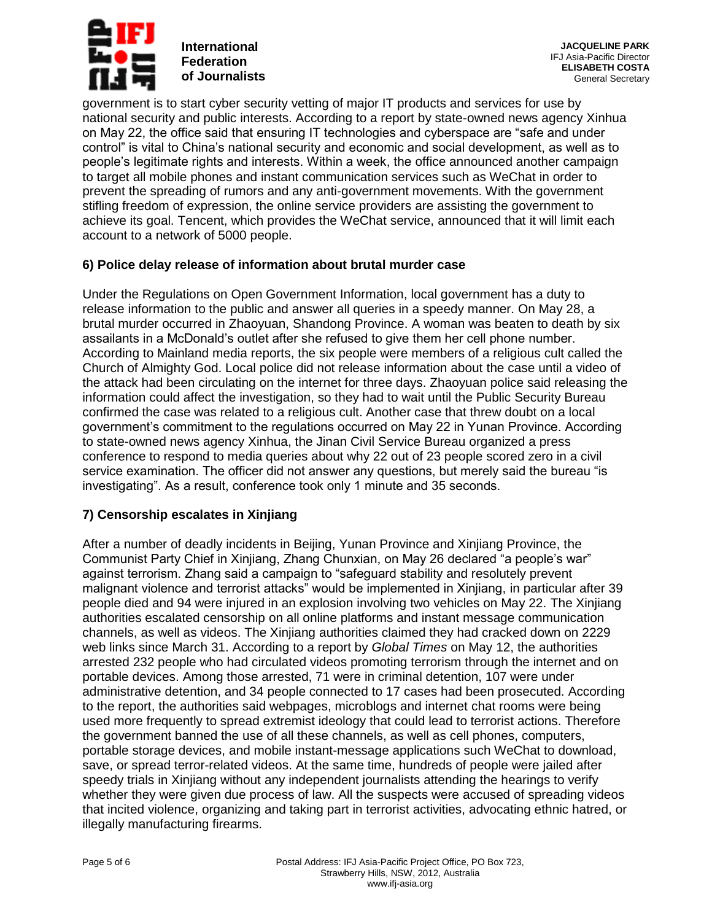government is to start cyber security vetting of major IT products and services for use by national security and public interests. According to a report by state-owned news agency Xinhua on May 22, the office said that ensuring IT technologies and cyberspace are "safe and under control" is vital to China's national security and economic and social development, as well as to people's legitimate rights and interests. Within a week, the office announced another campaign to target all mobile phones and instant communication services such as WeChat in order to prevent the spreading of rumors and any anti-government movements. With the government stifling freedom of expression, the online service providers are assisting the government to achieve its goal. Tencent, which provides the WeChat service, announced that it will limit each account to a network of 5000 people.

### 6) Police delay release of information about brutal murder case

Under the Regulations on Open Government Information, local government has a duty to release information to the public and answer all queries in a speedy manner. On May 28, a brutal murder occurred in Zhaoyuan, Shandong Province. A woman was beaten to death by six assailants in a McDonald's outlet after she refused to give them her cell phone number. According to Mainland media reports, the six people were members of a religious cult called the Church of Almighty God. Local police did not release information about the case until a video of the attack had been circulating on the internet for three days. Zhaoyuan police said releasing the information could affect the investigation, so they had to wait until the Public Security Bureau confirmed the case was related to a religious cult. Another case that threw doubt on a local government's commitment to the regulations occurred on May 22 in Yunan Province. According to state-owned news agency Xinhua, the Jinan Civil Service Bureau organized a press conference to respond to media queries about why 22 out of 23 people scored zero in a civil service examination. The officer did not answer any questions, but merely said the bureau "is investigating". As a result, conference took only 1 minute and 35 seconds.

### 7) Censorship escalates in Xinjiang

After a number of deadly incidents in Beijing, Yunan Province and Xinjiang Province, the Communist Party Chief in Xinjiang, Zhang Chunxian, on May 26 declared "a people's war" against terrorism. Zhang said a campaign to "safeguard stability and resolutely prevent malignant violence and terrorist attacks" would be implemented in Xinjiang, in particular after 39 people died and 94 were injured in an explosion involving two vehicles on May 22. The Xinjiang authorities escalated censorship on all online platforms and instant message communication channels, as well as videos. The Xinjiang authorities claimed they had cracked down on 2229 web links since March 31. According to a report by *Global Times* on May 12, the authorities arrested 232 people who had circulated videos promoting terrorism through the internet and on portable devices. Among those arrested, 71 were in criminal detention, 107 were under administrative detention, and 34 people connected to 17 cases had been prosecuted. According to the report, the authorities said webpages, microblogs and internet chat rooms were being used more frequently to spread extremist ideology that could lead to terrorist actions. Therefore the government banned the use of all these channels, as well as cell phones, computers, portable storage devices, and mobile instant-message applications such WeChat to download, save, or spread terror-related videos. At the same time, hundreds of people were jailed after speedy trials in Xinjiang without any independent journalists attending the hearings to verify whether they were given due process of law. All the suspects were accused of spreading videos that incited violence, organizing and taking part in terrorist activities, advocating ethnic hatred, or illegally manufacturing firearms.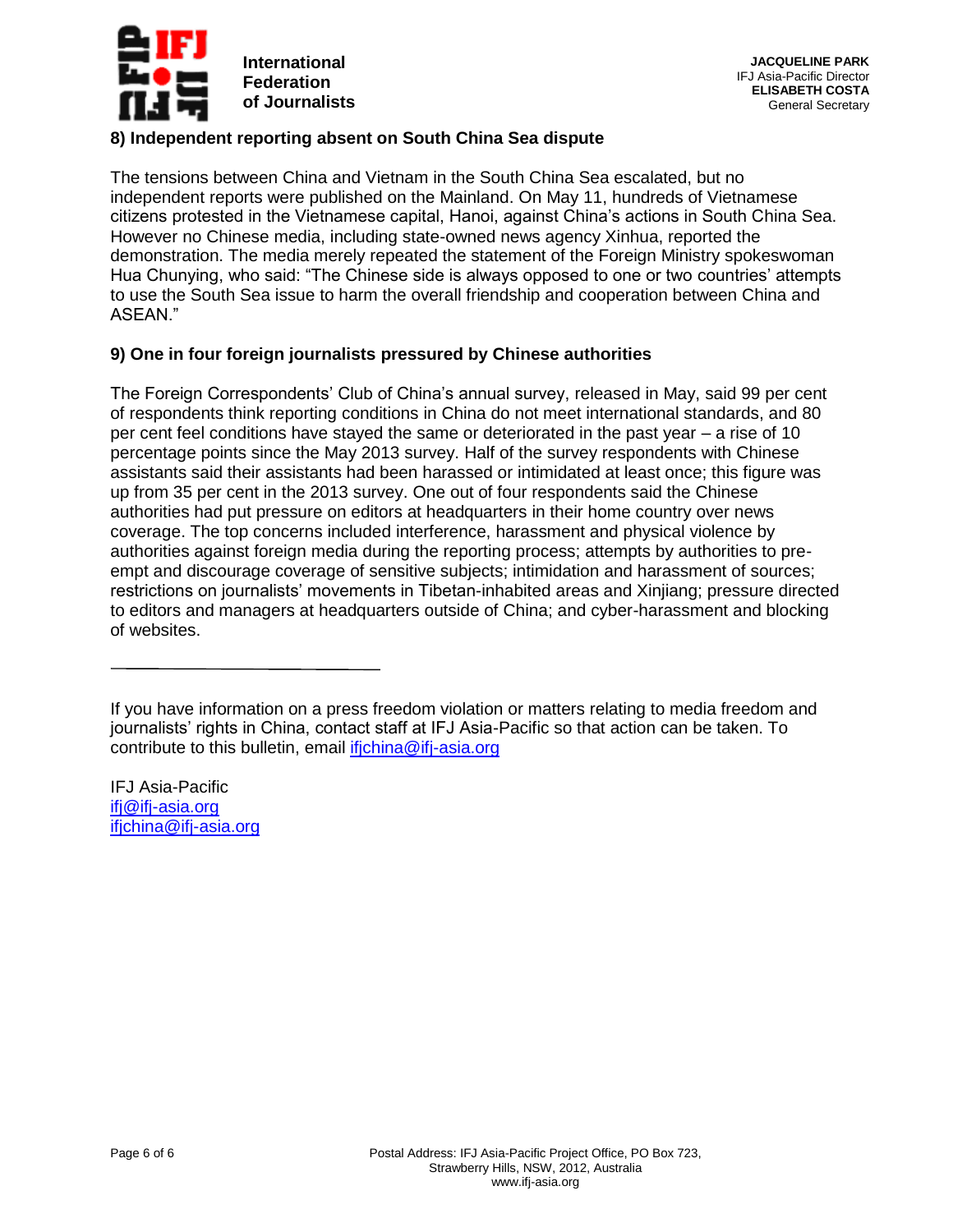### 8) Independent reporting absent on South China Sea dispute

The tensions between China and Vietnam in the South China Sea escalated, but no independent reports were published on the Mainland. On May 11, hundreds of Vietnamese citizens protested in the Vietnamese capital, Hanoi, against China's actions in South China Sea. However no Chinese media, including state-owned news agency Xinhua, reported the demonstration. The media merely repeated the statement of the Foreign Ministry spokeswoman Hua Chunying, who said: "The Chinese side is always opposed to one or two countries' attempts to use the South Sea issue to harm the overall friendship and cooperation between China and ASEAN."

### 9) One in four foreign journalists pressured by Chinese authorities

The Foreign Correspondents' Club of China's annual survey, released in May, said 99 per cent of respondents think reporting conditions in China do not meet international standards, and 80 per cent feel conditions have stayed the same or deteriorated in the past year – a rise of 10 percentage points since the May 2013 survey. Half of the survey respondents with Chinese assistants said their assistants had been harassed or intimidated at least once; this figure was up from 35 per cent in the 2013 survey. One out of four respondents said the Chinese authorities had put pressure on editors at headquarters in their home country over news coverage. The top concerns included interference, harassment and physical violence by authorities against foreign media during the reporting process; attempts by authorities to pre-empt and discourage coverage of sensitive subjects; intimidation and harassment of sources; restrictions on journalists' movements in Tibetan-inhabited areas and Xinjiang; pressure directed to editors and managers at headquarters outside of China; and cyber-harassment and blocking of websites.

---

If you have information on a press freedom violation or matters relating to media freedom and journalists' rights in China, contact staff at IFJ Asia-Pacific so that action can be taken. To contribute to this bulletin, email ifjchina@ifj-asia.org

IFJ Asia-Pacific
ifj@ifj-asia.org
ifjchina@ifj-asia.org